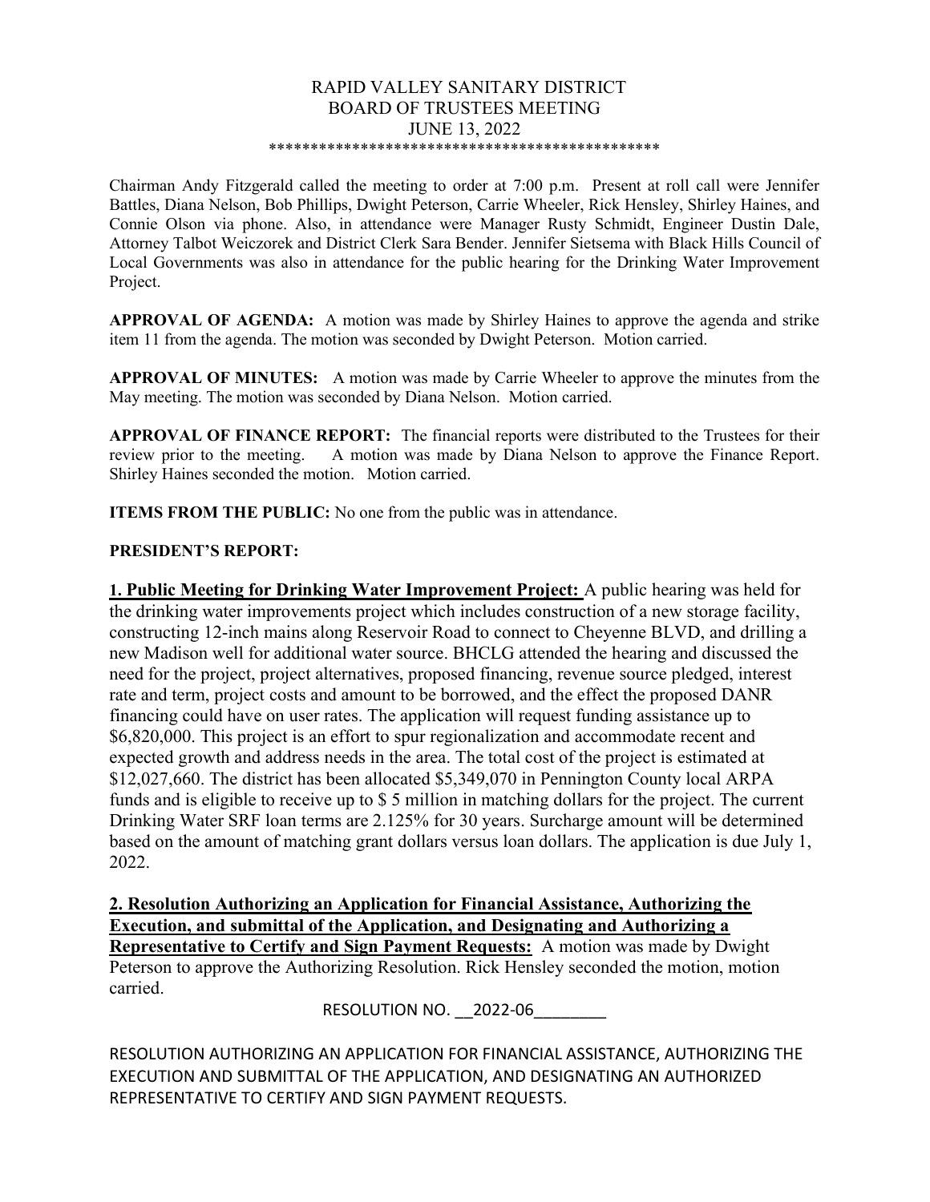# RAPID VALLEY SANITARY DISTRICT
## BOARD OF TRUSTEES MEETING
### JUNE 13, 2022

\*\*\*\*\*\*\*\*\*\*\*\*\*\*\*\*\*\*\*\*\*\*\*\*\*\*\*\*\*\*\*\*\*\*\*\*\*\*\*\*\*\*\*\*\*\*\*\*

Chairman Andy Fitzgerald called the meeting to order at 7:00 p.m. Present at roll call were Jennifer Battles, Diana Nelson, Bob Phillips, Dwight Peterson, Carrie Wheeler, Rick Hensley, Shirley Haines, and Connie Olson via phone. Also, in attendance were Manager Rusty Schmidt, Engineer Dustin Dale, Attorney Talbot Weiczorek and District Clerk Sara Bender. Jennifer Sietsema with Black Hills Council of Local Governments was also in attendance for the public hearing for the Drinking Water Improvement Project.

**APPROVAL OF AGENDA:** A motion was made by Shirley Haines to approve the agenda and strike item 11 from the agenda. The motion was seconded by Dwight Peterson. Motion carried.

**APPROVAL OF MINUTES:** A motion was made by Carrie Wheeler to approve the minutes from the May meeting. The motion was seconded by Diana Nelson. Motion carried.

**APPROVAL OF FINANCE REPORT:** The financial reports were distributed to the Trustees for their review prior to the meeting. A motion was made by Diana Nelson to approve the Finance Report. Shirley Haines seconded the motion. Motion carried.

**ITEMS FROM THE PUBLIC:** No one from the public was in attendance.

**PRESIDENT'S REPORT:**

**1. Public Meeting for Drinking Water Improvement Project:** A public hearing was held for the drinking water improvements project which includes construction of a new storage facility, constructing 12-inch mains along Reservoir Road to connect to Cheyenne BLVD, and drilling a new Madison well for additional water source. BHCLG attended the hearing and discussed the need for the project, project alternatives, proposed financing, revenue source pledged, interest rate and term, project costs and amount to be borrowed, and the effect the proposed DANR financing could have on user rates. The application will request funding assistance up to \$6,820,000. This project is an effort to spur regionalization and accommodate recent and expected growth and address needs in the area. The total cost of the project is estimated at \$12,027,660. The district has been allocated \$5,349,070 in Pennington County local ARPA funds and is eligible to receive up to \$ 5 million in matching dollars for the project. The current Drinking Water SRF loan terms are 2.125% for 30 years. Surcharge amount will be determined based on the amount of matching grant dollars versus loan dollars. The application is due July 1, 2022.

**2. Resolution Authorizing an Application for Financial Assistance, Authorizing the Execution, and submittal of the Application, and Designating and Authorizing a Representative to Certify and Sign Payment Requests:** A motion was made by Dwight Peterson to approve the Authorizing Resolution. Rick Hensley seconded the motion, motion carried.

RESOLUTION NO. \_\_2022-06\_\_\_\_\_\_\_\_

RESOLUTION AUTHORIZING AN APPLICATION FOR FINANCIAL ASSISTANCE, AUTHORIZING THE EXECUTION AND SUBMITTAL OF THE APPLICATION, AND DESIGNATING AN AUTHORIZED REPRESENTATIVE TO CERTIFY AND SIGN PAYMENT REQUESTS.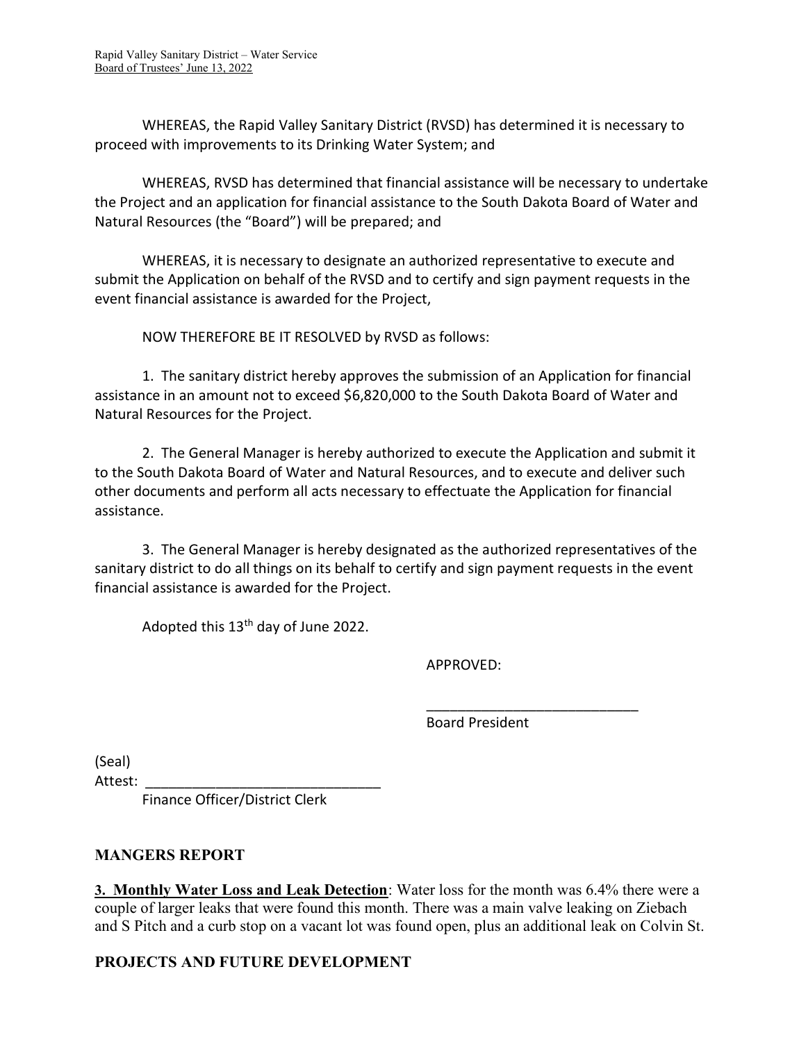WHEREAS, the Rapid Valley Sanitary District (RVSD) has determined it is necessary to proceed with improvements to its Drinking Water System; and

WHEREAS, RVSD has determined that financial assistance will be necessary to undertake the Project and an application for financial assistance to the South Dakota Board of Water and Natural Resources (the "Board") will be prepared; and

WHEREAS, it is necessary to designate an authorized representative to execute and submit the Application on behalf of the RVSD and to certify and sign payment requests in the event financial assistance is awarded for the Project,

NOW THEREFORE BE IT RESOLVED by RVSD as follows:

1. The sanitary district hereby approves the submission of an Application for financial assistance in an amount not to exceed $6,820,000 to the South Dakota Board of Water and Natural Resources for the Project.

2. The General Manager is hereby authorized to execute the Application and submit it to the South Dakota Board of Water and Natural Resources, and to execute and deliver such other documents and perform all acts necessary to effectuate the Application for financial assistance.

3. The General Manager is hereby designated as the authorized representatives of the sanitary district to do all things on its behalf to certify and sign payment requests in the event financial assistance is awarded for the Project.

Adopted this 13th day of June 2022.

APPROVED:

\_\_\_\_\_\_\_\_\_\_\_\_\_\_\_\_\_\_\_\_\_\_\_\_\_\_\_\_
Board President

(Seal)
Attest: \_\_\_\_\_\_\_\_\_\_\_\_\_\_\_\_\_\_\_\_\_\_\_\_\_\_\_\_\_\_
Finance Officer/District Clerk

## MANGERS REPORT

**3. Monthly Water Loss and Leak Detection**: Water loss for the month was 6.4% there were a couple of larger leaks that were found this month. There was a main valve leaking on Ziebach and S Pitch and a curb stop on a vacant lot was found open, plus an additional leak on Colvin St.

## PROJECTS AND FUTURE DEVELOPMENT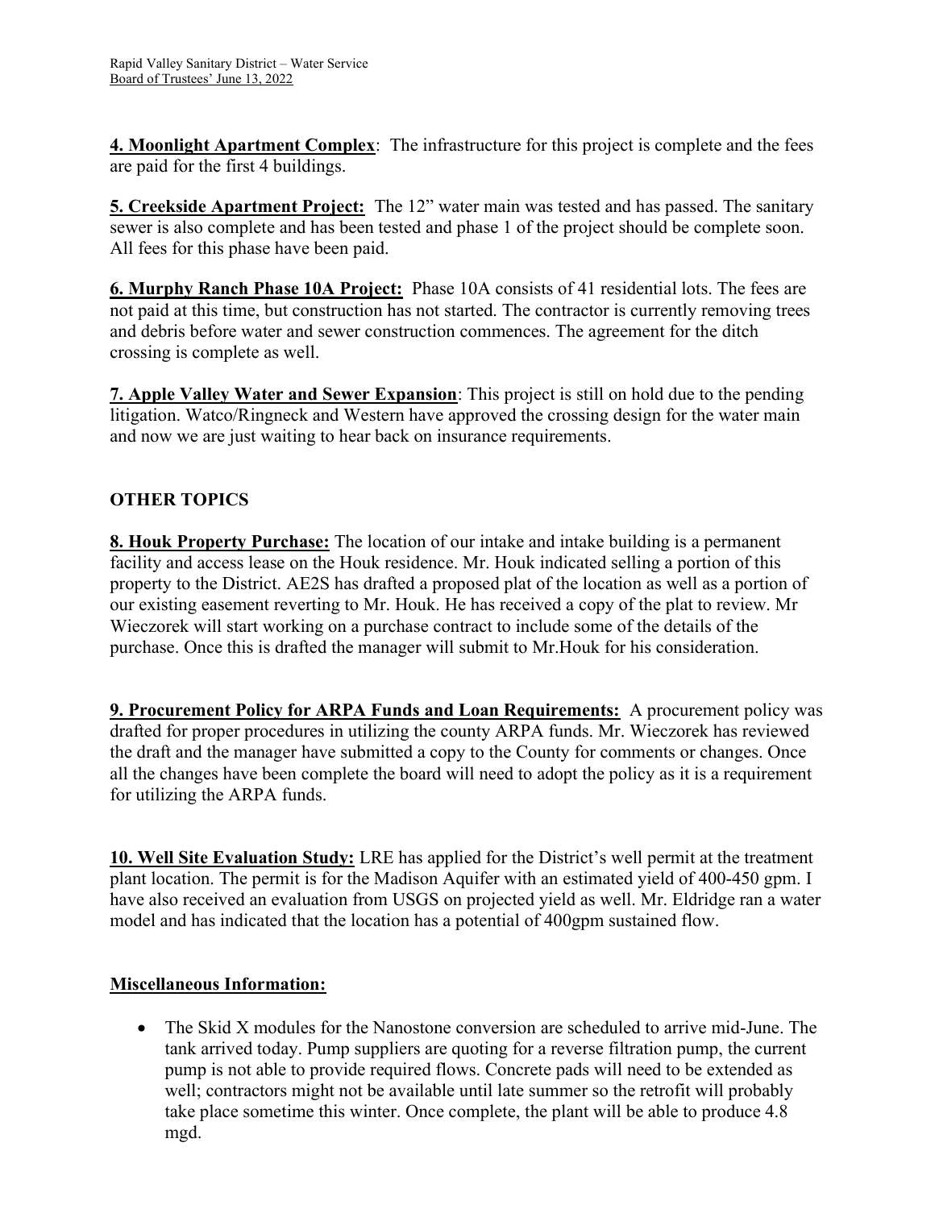**4. Moonlight Apartment Complex**: The infrastructure for this project is complete and the fees are paid for the first 4 buildings.

**5. Creekside Apartment Project:** The 12" water main was tested and has passed. The sanitary sewer is also complete and has been tested and phase 1 of the project should be complete soon. All fees for this phase have been paid.

**6. Murphy Ranch Phase 10A Project:** Phase 10A consists of 41 residential lots. The fees are not paid at this time, but construction has not started. The contractor is currently removing trees and debris before water and sewer construction commences. The agreement for the ditch crossing is complete as well.

**7. Apple Valley Water and Sewer Expansion**: This project is still on hold due to the pending litigation. Watco/Ringneck and Western have approved the crossing design for the water main and now we are just waiting to hear back on insurance requirements.

## OTHER TOPICS

**8. Houk Property Purchase:** The location of our intake and intake building is a permanent facility and access lease on the Houk residence. Mr. Houk indicated selling a portion of this property to the District. AE2S has drafted a proposed plat of the location as well as a portion of our existing easement reverting to Mr. Houk. He has received a copy of the plat to review. Mr Wieczorek will start working on a purchase contract to include some of the details of the purchase. Once this is drafted the manager will submit to Mr.Houk for his consideration.

**9. Procurement Policy for ARPA Funds and Loan Requirements:** A procurement policy was drafted for proper procedures in utilizing the county ARPA funds. Mr. Wieczorek has reviewed the draft and the manager have submitted a copy to the County for comments or changes. Once all the changes have been complete the board will need to adopt the policy as it is a requirement for utilizing the ARPA funds.

**10. Well Site Evaluation Study:** LRE has applied for the District's well permit at the treatment plant location. The permit is for the Madison Aquifer with an estimated yield of 400-450 gpm. I have also received an evaluation from USGS on projected yield as well. Mr. Eldridge ran a water model and has indicated that the location has a potential of 400gpm sustained flow.

**Miscellaneous Information:**

- The Skid X modules for the Nanostone conversion are scheduled to arrive mid-June. The tank arrived today. Pump suppliers are quoting for a reverse filtration pump, the current pump is not able to provide required flows. Concrete pads will need to be extended as well; contractors might not be available until late summer so the retrofit will probably take place sometime this winter. Once complete, the plant will be able to produce 4.8 mgd.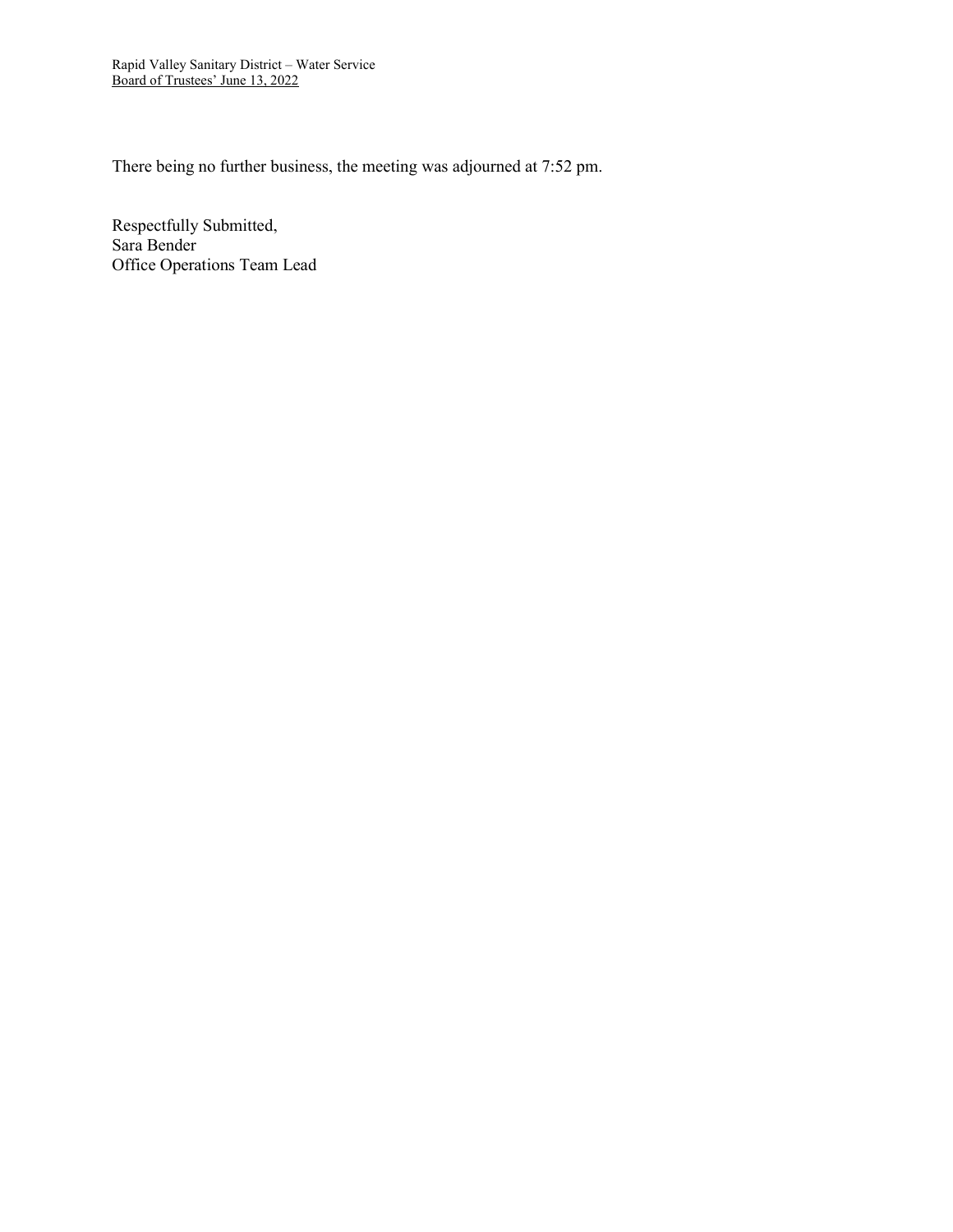There being no further business, the meeting was adjourned at 7:52 pm.

Respectfully Submitted,
Sara Bender
Office Operations Team Lead